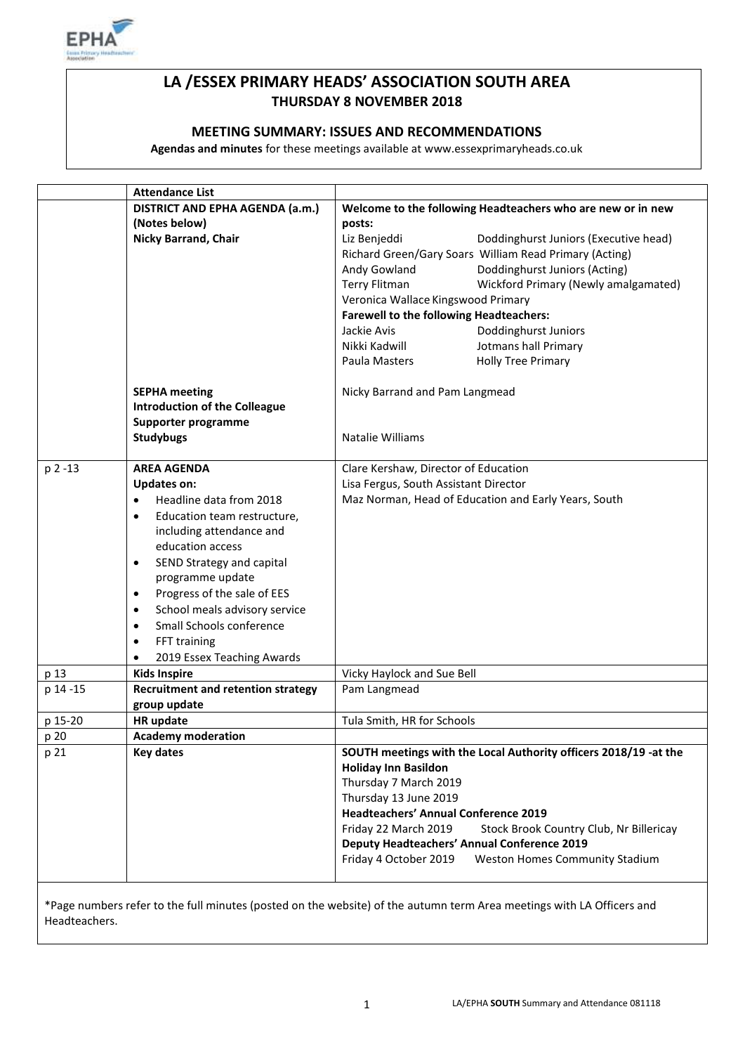# LA /ESSEX PRIMARY HEADS' ASSOCIATION SOUTH AREA

## THURSDAY 8 NOVEMBER 2018

### MEETING SUMMARY: ISSUES AND RECOMMENDATIONS

**Agendas and minutes** for these meetings available at www.essexprimaryheads.co.uk

| | **Attendance List** | |
|---|---|---|
| | **DISTRICT AND EPHA AGENDA (a.m.) (Notes below)**<br>**Nicky Barrand, Chair** | **Welcome to the following Headteachers who are new or in new posts:**<br>Liz Benjeddi — Doddinghurst Juniors (Executive head)<br>Richard Green/Gary Soars — William Read Primary (Acting)<br>Andy Gowland — Doddinghurst Juniors (Acting)<br>Terry Flitman — Wickford Primary (Newly amalgamated)<br>Veronica Wallace Kingswood Primary<br>**Farewell to the following Headteachers:**<br>Jackie Avis — Doddinghurst Juniors<br>Nikki Kadwill — Jotmans hall Primary<br>Paula Masters — Holly Tree Primary |
| | **SEPHA meeting**<br>**Introduction of the Colleague Supporter programme** | Nicky Barrand and Pam Langmead |
| | **Studybugs** | Natalie Williams |
| p 2 -13 | **AREA AGENDA**<br>**Updates on:**<br>• Headline data from 2018<br>• Education team restructure, including attendance and education access<br>• SEND Strategy and capital programme update<br>• Progress of the sale of EES<br>• School meals advisory service<br>• Small Schools conference<br>• FFT training<br>• 2019 Essex Teaching Awards | Clare Kershaw, Director of Education<br>Lisa Fergus, South Assistant Director<br>Maz Norman, Head of Education and Early Years, South |
| p 13 | **Kids Inspire** | Vicky Haylock and Sue Bell |
| p 14 -15 | **Recruitment and retention strategy group update** | Pam Langmead |
| p 15-20 | **HR update** | Tula Smith, HR for Schools |
| p 20 | **Academy moderation** | |
| p 21 | **Key dates** | **SOUTH meetings with the Local Authority officers 2018/19 -at the Holiday Inn Basildon**<br>Thursday 7 March 2019<br>Thursday 13 June 2019<br>**Headteachers' Annual Conference 2019**<br>Friday 22 March 2019 — Stock Brook Country Club, Nr Billericay<br>**Deputy Headteachers' Annual Conference 2019**<br>Friday 4 October 2019 — Weston Homes Community Stadium |

*Page numbers refer to the full minutes (posted on the website) of the autumn term Area meetings with LA Officers and Headteachers.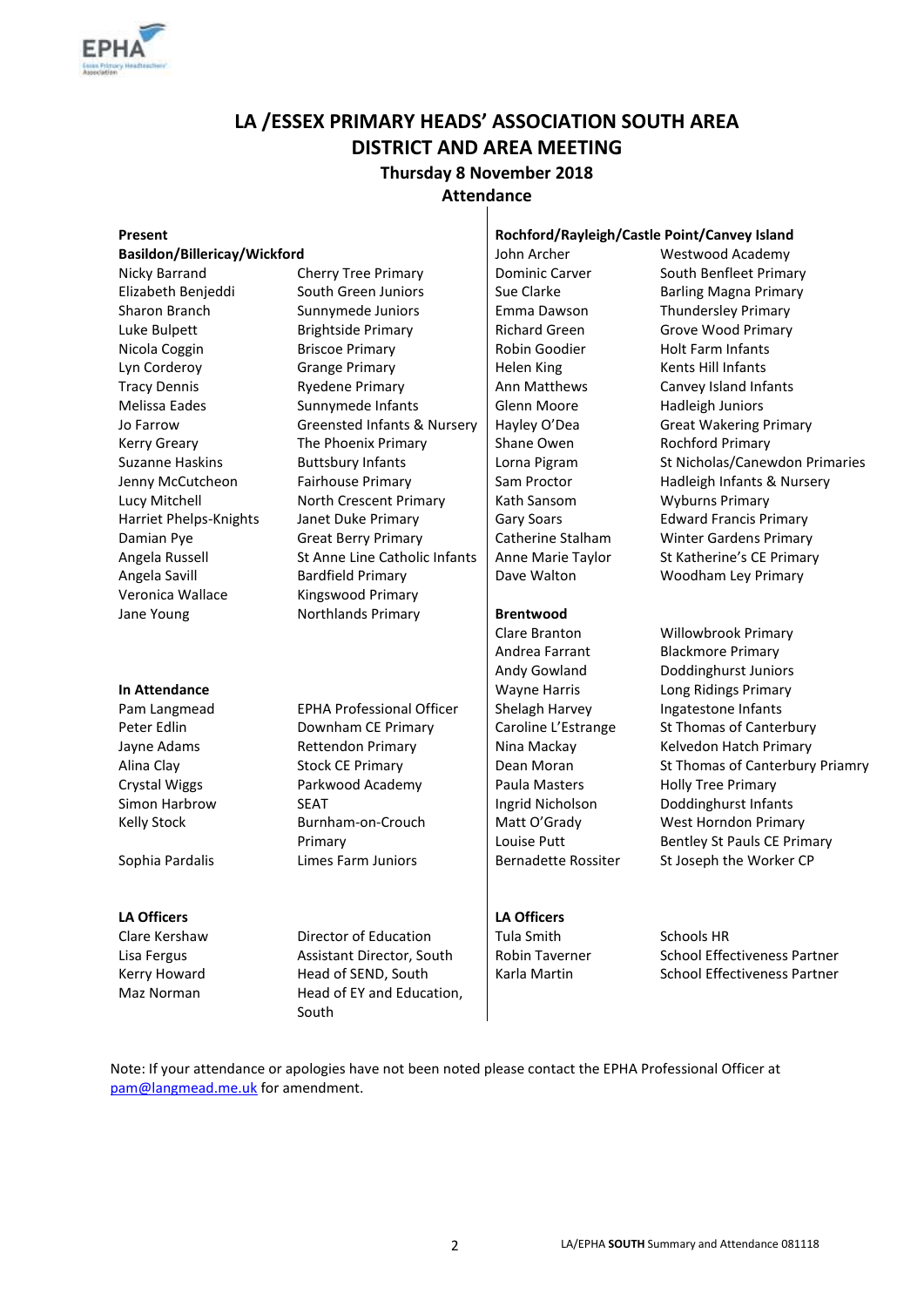# LA /ESSEX PRIMARY HEADS' ASSOCIATION SOUTH AREA DISTRICT AND AREA MEETING

## Thursday 8 November 2018

## Attendance

### Present

**Basildon/Billericay/Wickford**

| Name | School |
|---|---|
| Nicky Barrand | Cherry Tree Primary |
| Elizabeth Benjeddi | South Green Juniors |
| Sharon Branch | Sunnymede Juniors |
| Luke Bulpett | Brightside Primary |
| Nicola Coggin | Briscoe Primary |
| Lyn Corderoy | Grange Primary |
| Tracy Dennis | Ryedene Primary |
| Melissa Eades | Sunnymede Infants |
| Jo Farrow | Greensted Infants & Nursery |
| Kerry Greary | The Phoenix Primary |
| Suzanne Haskins | Buttsbury Infants |
| Jenny McCutcheon | Fairhouse Primary |
| Lucy Mitchell | North Crescent Primary |
| Harriet Phelps-Knights | Janet Duke Primary |
| Damian Pye | Great Berry Primary |
| Angela Russell | St Anne Line Catholic Infants |
| Angela Savill | Bardfield Primary |
| Veronica Wallace | Kingswood Primary |
| Jane Young | Northlands Primary |

**Rochford/Rayleigh/Castle Point/Canvey Island**

| Name | School |
|---|---|
| John Archer | Westwood Academy |
| Dominic Carver | South Benfleet Primary |
| Sue Clarke | Barling Magna Primary |
| Emma Dawson | Thundersley Primary |
| Richard Green | Grove Wood Primary |
| Robin Goodier | Holt Farm Infants |
| Helen King | Kents Hill Infants |
| Ann Matthews | Canvey Island Infants |
| Glenn Moore | Hadleigh Juniors |
| Hayley O'Dea | Great Wakering Primary |
| Shane Owen | Rochford Primary |
| Lorna Pigram | St Nicholas/Canewdon Primaries |
| Sam Proctor | Hadleigh Infants & Nursery |
| Kath Sansom | Wyburns Primary |
| Gary Soars | Edward Francis Primary |
| Catherine Stalham | Winter Gardens Primary |
| Anne Marie Taylor | St Katherine's CE Primary |
| Dave Walton | Woodham Ley Primary |

**Brentwood**

| Name | School |
|---|---|
| Clare Branton | Willowbrook Primary |
| Andrea Farrant | Blackmore Primary |
| Andy Gowland | Doddinghurst Juniors |
| Wayne Harris | Long Ridings Primary |
| Shelagh Harvey | Ingatestone Infants |
| Caroline L'Estrange | St Thomas of Canterbury |
| Nina Mackay | Kelvedon Hatch Primary |
| Dean Moran | St Thomas of Canterbury Priamry |
| Paula Masters | Holly Tree Primary |
| Ingrid Nicholson | Doddinghurst Infants |
| Matt O'Grady | West Horndon Primary |
| Louise Putt | Bentley St Pauls CE Primary |
| Bernadette Rossiter | St Joseph the Worker CP |

### In Attendance

| Name | Role/School |
|---|---|
| Pam Langmead | EPHA Professional Officer |
| Peter Edlin | Downham CE Primary |
| Jayne Adams | Rettendon Primary |
| Alina Clay | Stock CE Primary |
| Crystal Wiggs | Parkwood Academy |
| Simon Harbrow | SEAT |
| Kelly Stock | Burnham-on-Crouch Primary |
| Sophia Pardalis | Limes Farm Juniors |

### LA Officers

| Name | Role |
|---|---|
| Clare Kershaw | Director of Education |
| Lisa Fergus | Assistant Director, South |
| Kerry Howard | Head of SEND, South |
| Maz Norman | Head of EY and Education, South |
| Tula Smith | Schools HR |
| Robin Taverner | School Effectiveness Partner |
| Karla Martin | School Effectiveness Partner |

Note: If your attendance or apologies have not been noted please contact the EPHA Professional Officer at pam@langmead.me.uk for amendment.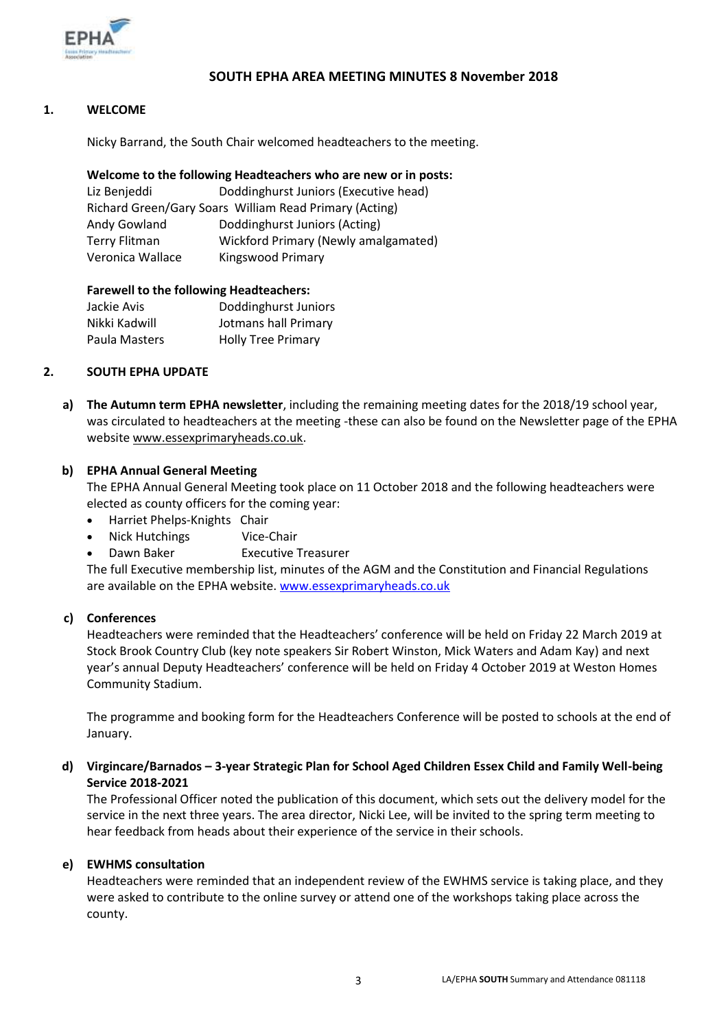# SOUTH EPHA AREA MEETING MINUTES 8 November 2018

## 1. WELCOME

Nicky Barrand, the South Chair welcomed headteachers to the meeting.

**Welcome to the following Headteachers who are new or in posts:**

| | |
|---|---|
| Liz Benjeddi | Doddinghurst Juniors (Executive head) |
| Richard Green/Gary Soars | William Read Primary (Acting) |
| Andy Gowland | Doddinghurst Juniors (Acting) |
| Terry Flitman | Wickford Primary (Newly amalgamated) |
| Veronica Wallace | Kingswood Primary |

**Farewell to the following Headteachers:**

| | |
|---|---|
| Jackie Avis | Doddinghurst Juniors |
| Nikki Kadwill | Jotmans hall Primary |
| Paula Masters | Holly Tree Primary |

## 2. SOUTH EPHA UPDATE

**a) The Autumn term EPHA newsletter**, including the remaining meeting dates for the 2018/19 school year, was circulated to headteachers at the meeting -these can also be found on the Newsletter page of the EPHA website www.essexprimaryheads.co.uk.

**b) EPHA Annual General Meeting**

The EPHA Annual General Meeting took place on 11 October 2018 and the following headteachers were elected as county officers for the coming year:

- Harriet Phelps-Knights Chair
- Nick Hutchings Vice-Chair
- Dawn Baker Executive Treasurer

The full Executive membership list, minutes of the AGM and the Constitution and Financial Regulations are available on the EPHA website. www.essexprimaryheads.co.uk

**c) Conferences**

Headteachers were reminded that the Headteachers' conference will be held on Friday 22 March 2019 at Stock Brook Country Club (key note speakers Sir Robert Winston, Mick Waters and Adam Kay) and next year's annual Deputy Headteachers' conference will be held on Friday 4 October 2019 at Weston Homes Community Stadium.

The programme and booking form for the Headteachers Conference will be posted to schools at the end of January.

**d) Virgincare/Barnados – 3-year Strategic Plan for School Aged Children Essex Child and Family Well-being Service 2018-2021**

The Professional Officer noted the publication of this document, which sets out the delivery model for the service in the next three years. The area director, Nicki Lee, will be invited to the spring term meeting to hear feedback from heads about their experience of the service in their schools.

**e) EWHMS consultation**

Headteachers were reminded that an independent review of the EWHMS service is taking place, and they were asked to contribute to the online survey or attend one of the workshops taking place across the county.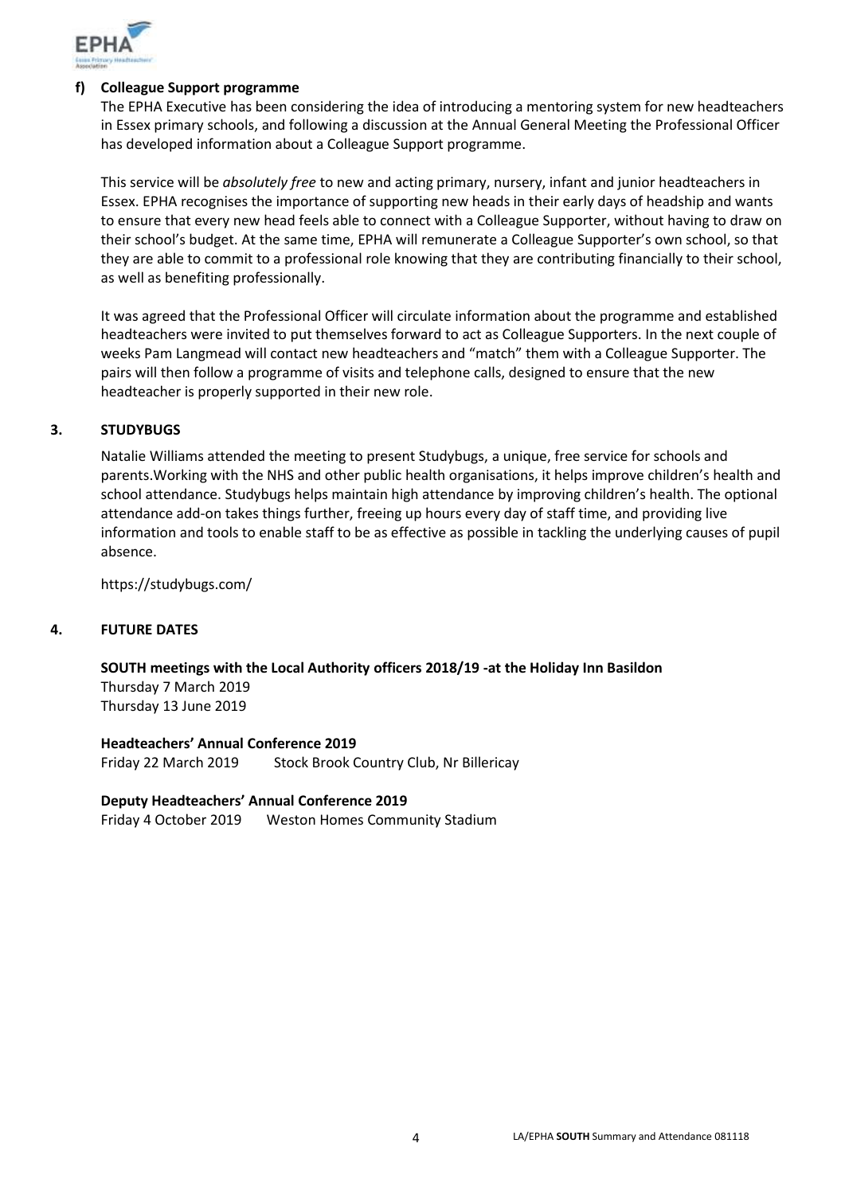**f) Colleague Support programme**

The EPHA Executive has been considering the idea of introducing a mentoring system for new headteachers in Essex primary schools, and following a discussion at the Annual General Meeting the Professional Officer has developed information about a Colleague Support programme.

This service will be *absolutely free* to new and acting primary, nursery, infant and junior headteachers in Essex. EPHA recognises the importance of supporting new heads in their early days of headship and wants to ensure that every new head feels able to connect with a Colleague Supporter, without having to draw on their school's budget. At the same time, EPHA will remunerate a Colleague Supporter's own school, so that they are able to commit to a professional role knowing that they are contributing financially to their school, as well as benefiting professionally.

It was agreed that the Professional Officer will circulate information about the programme and established headteachers were invited to put themselves forward to act as Colleague Supporters. In the next couple of weeks Pam Langmead will contact new headteachers and "match" them with a Colleague Supporter. The pairs will then follow a programme of visits and telephone calls, designed to ensure that the new headteacher is properly supported in their new role.

## 3. STUDYBUGS

Natalie Williams attended the meeting to present Studybugs, a unique, free service for schools and parents.Working with the NHS and other public health organisations, it helps improve children's health and school attendance. Studybugs helps maintain high attendance by improving children's health. The optional attendance add-on takes things further, freeing up hours every day of staff time, and providing live information and tools to enable staff to be as effective as possible in tackling the underlying causes of pupil absence.

https://studybugs.com/

## 4. FUTURE DATES

**SOUTH meetings with the Local Authority officers 2018/19 -at the Holiday Inn Basildon**

Thursday 7 March 2019
Thursday 13 June 2019

**Headteachers' Annual Conference 2019**

Friday 22 March 2019 Stock Brook Country Club, Nr Billericay

**Deputy Headteachers' Annual Conference 2019**

Friday 4 October 2019 Weston Homes Community Stadium